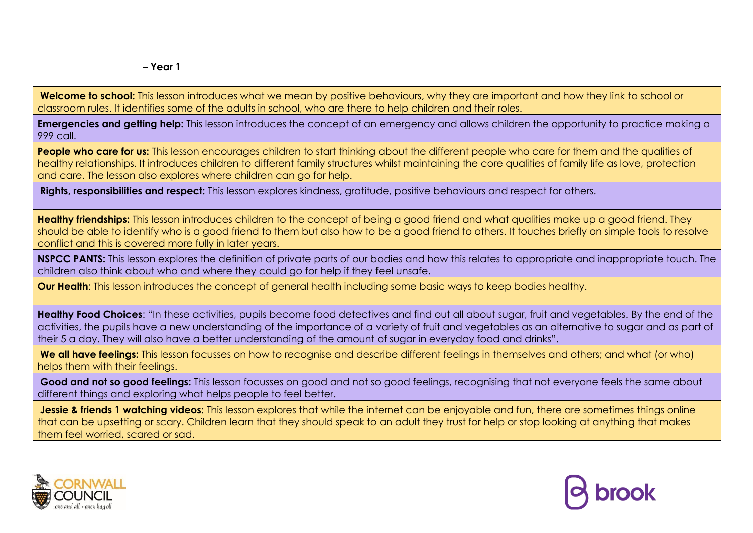**– Year 1**

| |
|---|
| **Welcome to school:** This lesson introduces what we mean by positive behaviours, why they are important and how they link to school or classroom rules. It identifies some of the adults in school, who are there to help children and their roles. |
| **Emergencies and getting help:** This lesson introduces the concept of an emergency and allows children the opportunity to practice making a 999 call. |
| **People who care for us:** This lesson encourages children to start thinking about the different people who care for them and the qualities of healthy relationships. It introduces children to different family structures whilst maintaining the core qualities of family life as love, protection and care. The lesson also explores where children can go for help. |
| **Rights, responsibilities and respect:** This lesson explores kindness, gratitude, positive behaviours and respect for others. |
| **Healthy friendships:** This lesson introduces children to the concept of being a good friend and what qualities make up a good friend. They should be able to identify who is a good friend to them but also how to be a good friend to others. It touches briefly on simple tools to resolve conflict and this is covered more fully in later years. |
| **NSPCC PANTS:** This lesson explores the definition of private parts of our bodies and how this relates to appropriate and inappropriate touch. The children also think about who and where they could go for help if they feel unsafe. |
| **Our Health**: This lesson introduces the concept of general health including some basic ways to keep bodies healthy. |
| **Healthy Food Choices**: "In these activities, pupils become food detectives and find out all about sugar, fruit and vegetables. By the end of the activities, the pupils have a new understanding of the importance of a variety of fruit and vegetables as an alternative to sugar and as part of their 5 a day. They will also have a better understanding of the amount of sugar in everyday food and drinks". |
| **We all have feelings:** This lesson focusses on how to recognise and describe different feelings in themselves and others; and what (or who) helps them with their feelings. |
| **Good and not so good feelings:** This lesson focusses on good and not so good feelings, recognising that not everyone feels the same about different things and exploring what helps people to feel better. |
| **Jessie & friends 1 watching videos:** This lesson explores that while the internet can be enjoyable and fun, there are sometimes things online that can be upsetting or scary. Children learn that they should speak to an adult they trust for help or stop looking at anything that makes them feel worried, scared or sad. |

CORNWALL COUNCIL
one and all • onen hag oll

brook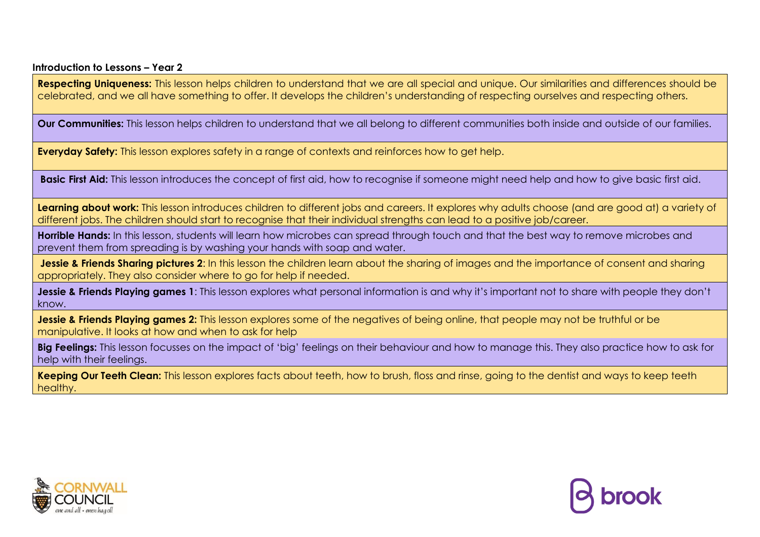**Introduction to Lessons – Year 2**

**Respecting Uniqueness:** This lesson helps children to understand that we are all special and unique. Our similarities and differences should be celebrated, and we all have something to offer. It develops the children's understanding of respecting ourselves and respecting others.

**Our Communities:** This lesson helps children to understand that we all belong to different communities both inside and outside of our families.

**Everyday Safety:** This lesson explores safety in a range of contexts and reinforces how to get help.

**Basic First Aid:** This lesson introduces the concept of first aid, how to recognise if someone might need help and how to give basic first aid.

**Learning about work:** This lesson introduces children to different jobs and careers. It explores why adults choose (and are good at) a variety of different jobs. The children should start to recognise that their individual strengths can lead to a positive job/career.

**Horrible Hands:** In this lesson, students will learn how microbes can spread through touch and that the best way to remove microbes and prevent them from spreading is by washing your hands with soap and water.

**Jessie & Friends Sharing pictures 2**: In this lesson the children learn about the sharing of images and the importance of consent and sharing appropriately. They also consider where to go for help if needed.

**Jessie & Friends Playing games 1**: This lesson explores what personal information is and why it's important not to share with people they don't know.

**Jessie & Friends Playing games 2:** This lesson explores some of the negatives of being online, that people may not be truthful or be manipulative. It looks at how and when to ask for help

**Big Feelings:** This lesson focusses on the impact of 'big' feelings on their behaviour and how to manage this. They also practice how to ask for help with their feelings.

**Keeping Our Teeth Clean:** This lesson explores facts about teeth, how to brush, floss and rinse, going to the dentist and ways to keep teeth healthy.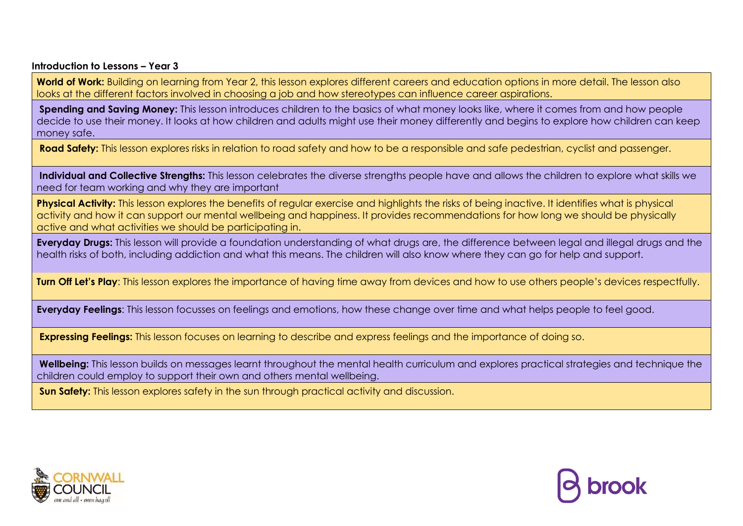**Introduction to Lessons – Year 3**

**World of Work:** Building on learning from Year 2, this lesson explores different careers and education options in more detail. The lesson also looks at the different factors involved in choosing a job and how stereotypes can influence career aspirations.

**Spending and Saving Money:** This lesson introduces children to the basics of what money looks like, where it comes from and how people decide to use their money. It looks at how children and adults might use their money differently and begins to explore how children can keep money safe.

**Road Safety:** This lesson explores risks in relation to road safety and how to be a responsible and safe pedestrian, cyclist and passenger.

**Individual and Collective Strengths:** This lesson celebrates the diverse strengths people have and allows the children to explore what skills we need for team working and why they are important

**Physical Activity:** This lesson explores the benefits of regular exercise and highlights the risks of being inactive. It identifies what is physical activity and how it can support our mental wellbeing and happiness. It provides recommendations for how long we should be physically active and what activities we should be participating in.

**Everyday Drugs:** This lesson will provide a foundation understanding of what drugs are, the difference between legal and illegal drugs and the health risks of both, including addiction and what this means. The children will also know where they can go for help and support.

**Turn Off Let's Play**: This lesson explores the importance of having time away from devices and how to use others people's devices respectfully.

**Everyday Feelings**: This lesson focusses on feelings and emotions, how these change over time and what helps people to feel good.

**Expressing Feelings:** This lesson focuses on learning to describe and express feelings and the importance of doing so.

**Wellbeing:** This lesson builds on messages learnt throughout the mental health curriculum and explores practical strategies and technique the children could employ to support their own and others mental wellbeing.

**Sun Safety:** This lesson explores safety in the sun through practical activity and discussion.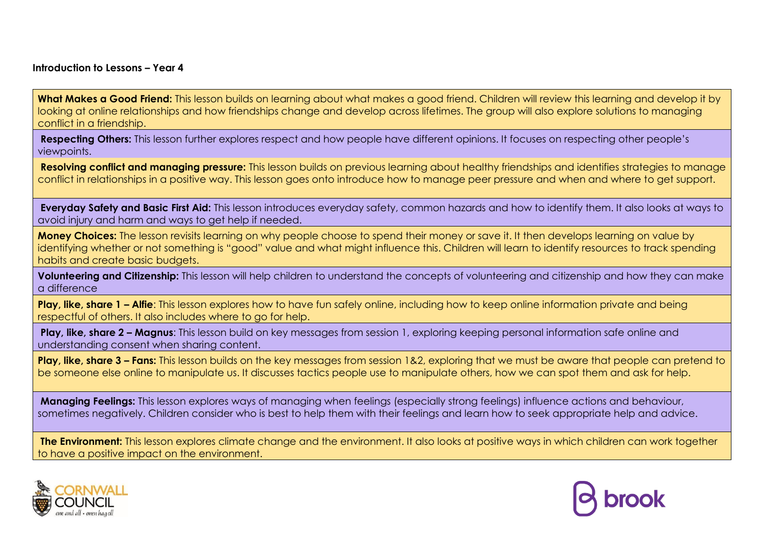**Introduction to Lessons – Year 4**

**What Makes a Good Friend:** This lesson builds on learning about what makes a good friend. Children will review this learning and develop it by looking at online relationships and how friendships change and develop across lifetimes. The group will also explore solutions to managing conflict in a friendship.

**Respecting Others:** This lesson further explores respect and how people have different opinions. It focuses on respecting other people's viewpoints.

**Resolving conflict and managing pressure:** This lesson builds on previous learning about healthy friendships and identifies strategies to manage conflict in relationships in a positive way. This lesson goes onto introduce how to manage peer pressure and when and where to get support.

**Everyday Safety and Basic First Aid:** This lesson introduces everyday safety, common hazards and how to identify them. It also looks at ways to avoid injury and harm and ways to get help if needed.

**Money Choices:** The lesson revisits learning on why people choose to spend their money or save it. It then develops learning on value by identifying whether or not something is "good" value and what might influence this. Children will learn to identify resources to track spending habits and create basic budgets.

**Volunteering and Citizenship:** This lesson will help children to understand the concepts of volunteering and citizenship and how they can make a difference

**Play, like, share 1 – Alfie**: This lesson explores how to have fun safely online, including how to keep online information private and being respectful of others. It also includes where to go for help.

**Play, like, share 2 – Magnus**: This lesson build on key messages from session 1, exploring keeping personal information safe online and understanding consent when sharing content.

**Play, like, share 3 – Fans:** This lesson builds on the key messages from session 1&2, exploring that we must be aware that people can pretend to be someone else online to manipulate us. It discusses tactics people use to manipulate others, how we can spot them and ask for help.

**Managing Feelings:** This lesson explores ways of managing when feelings (especially strong feelings) influence actions and behaviour, sometimes negatively. Children consider who is best to help them with their feelings and learn how to seek appropriate help and advice.

**The Environment:** This lesson explores climate change and the environment. It also looks at positive ways in which children can work together to have a positive impact on the environment.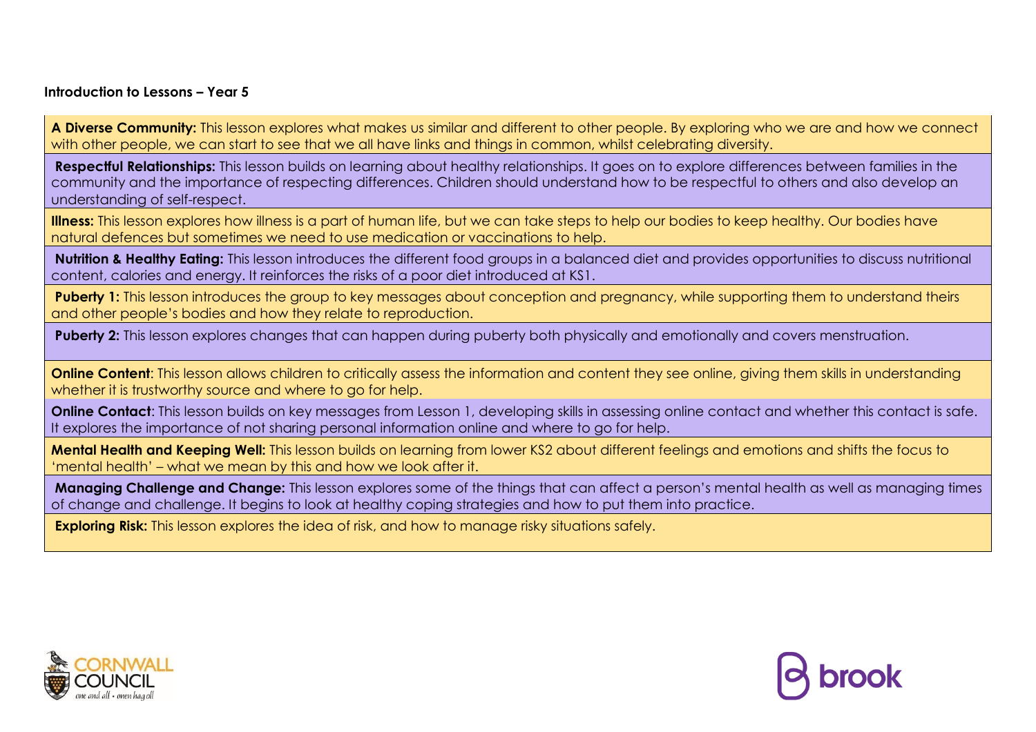**Introduction to Lessons – Year 5**

**A Diverse Community:** This lesson explores what makes us similar and different to other people. By exploring who we are and how we connect with other people, we can start to see that we all have links and things in common, whilst celebrating diversity.

**Respectful Relationships:** This lesson builds on learning about healthy relationships. It goes on to explore differences between families in the community and the importance of respecting differences. Children should understand how to be respectful to others and also develop an understanding of self-respect.

**Illness:** This lesson explores how illness is a part of human life, but we can take steps to help our bodies to keep healthy. Our bodies have natural defences but sometimes we need to use medication or vaccinations to help.

**Nutrition & Healthy Eating:** This lesson introduces the different food groups in a balanced diet and provides opportunities to discuss nutritional content, calories and energy. It reinforces the risks of a poor diet introduced at KS1.

**Puberty 1:** This lesson introduces the group to key messages about conception and pregnancy, while supporting them to understand theirs and other people's bodies and how they relate to reproduction.

**Puberty 2:** This lesson explores changes that can happen during puberty both physically and emotionally and covers menstruation.

**Online Content**: This lesson allows children to critically assess the information and content they see online, giving them skills in understanding whether it is trustworthy source and where to go for help.

**Online Contact**: This lesson builds on key messages from Lesson 1, developing skills in assessing online contact and whether this contact is safe. It explores the importance of not sharing personal information online and where to go for help.

**Mental Health and Keeping Well:** This lesson builds on learning from lower KS2 about different feelings and emotions and shifts the focus to 'mental health' – what we mean by this and how we look after it.

**Managing Challenge and Change:** This lesson explores some of the things that can affect a person's mental health as well as managing times of change and challenge. It begins to look at healthy coping strategies and how to put them into practice.

**Exploring Risk:** This lesson explores the idea of risk, and how to manage risky situations safely.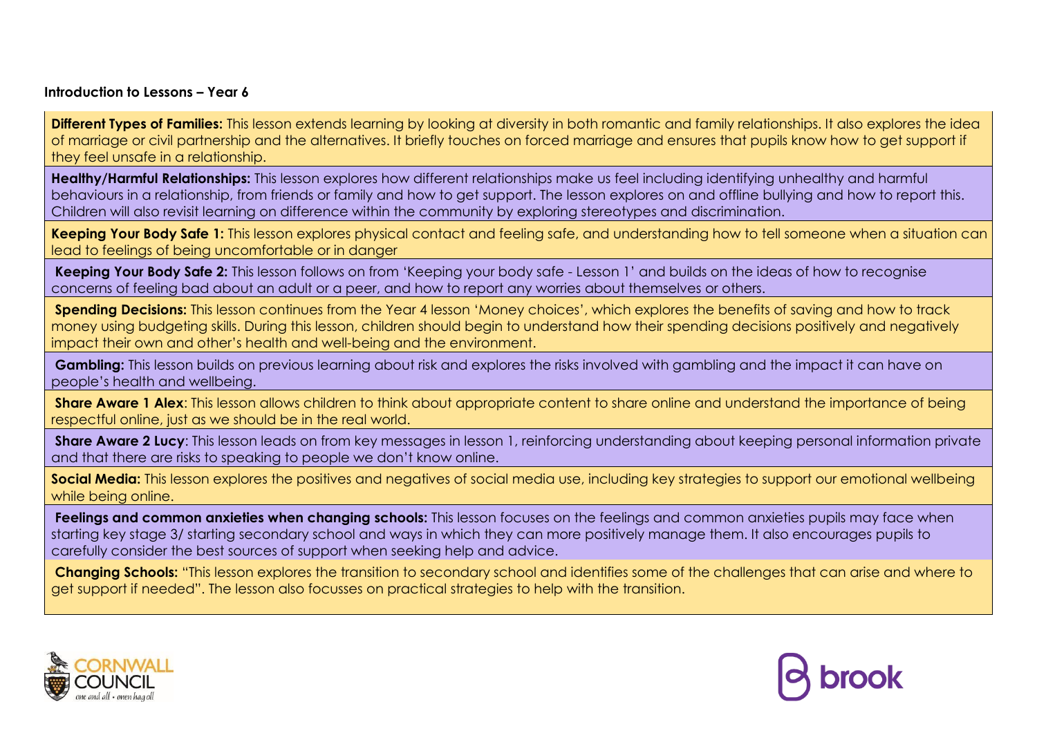**Introduction to Lessons – Year 6**

**Different Types of Families:** This lesson extends learning by looking at diversity in both romantic and family relationships. It also explores the idea of marriage or civil partnership and the alternatives. It briefly touches on forced marriage and ensures that pupils know how to get support if they feel unsafe in a relationship.

**Healthy/Harmful Relationships:** This lesson explores how different relationships make us feel including identifying unhealthy and harmful behaviours in a relationship, from friends or family and how to get support. The lesson explores on and offline bullying and how to report this. Children will also revisit learning on difference within the community by exploring stereotypes and discrimination.

**Keeping Your Body Safe 1:** This lesson explores physical contact and feeling safe, and understanding how to tell someone when a situation can lead to feelings of being uncomfortable or in danger

**Keeping Your Body Safe 2:** This lesson follows on from 'Keeping your body safe - Lesson 1' and builds on the ideas of how to recognise concerns of feeling bad about an adult or a peer, and how to report any worries about themselves or others.

**Spending Decisions:** This lesson continues from the Year 4 lesson 'Money choices', which explores the benefits of saving and how to track money using budgeting skills. During this lesson, children should begin to understand how their spending decisions positively and negatively impact their own and other's health and well-being and the environment.

**Gambling:** This lesson builds on previous learning about risk and explores the risks involved with gambling and the impact it can have on people's health and wellbeing.

**Share Aware 1 Alex**: This lesson allows children to think about appropriate content to share online and understand the importance of being respectful online, just as we should be in the real world.

**Share Aware 2 Lucy**: This lesson leads on from key messages in lesson 1, reinforcing understanding about keeping personal information private and that there are risks to speaking to people we don't know online.

**Social Media:** This lesson explores the positives and negatives of social media use, including key strategies to support our emotional wellbeing while being online.

**Feelings and common anxieties when changing schools:** This lesson focuses on the feelings and common anxieties pupils may face when starting key stage 3/ starting secondary school and ways in which they can more positively manage them. It also encourages pupils to carefully consider the best sources of support when seeking help and advice.

**Changing Schools:** "This lesson explores the transition to secondary school and identifies some of the challenges that can arise and where to get support if needed". The lesson also focusses on practical strategies to help with the transition.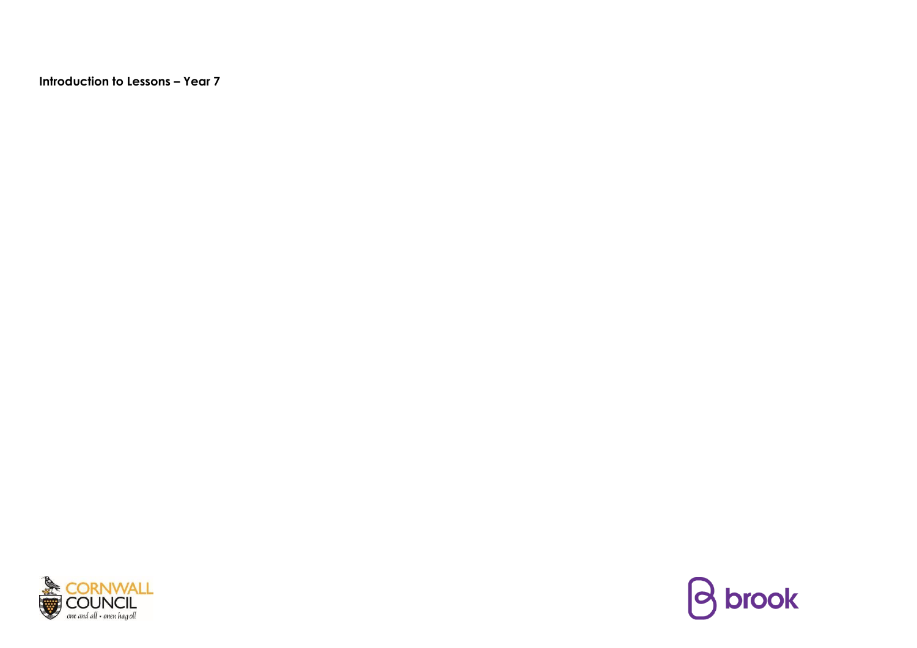**Introduction to Lessons – Year 7**